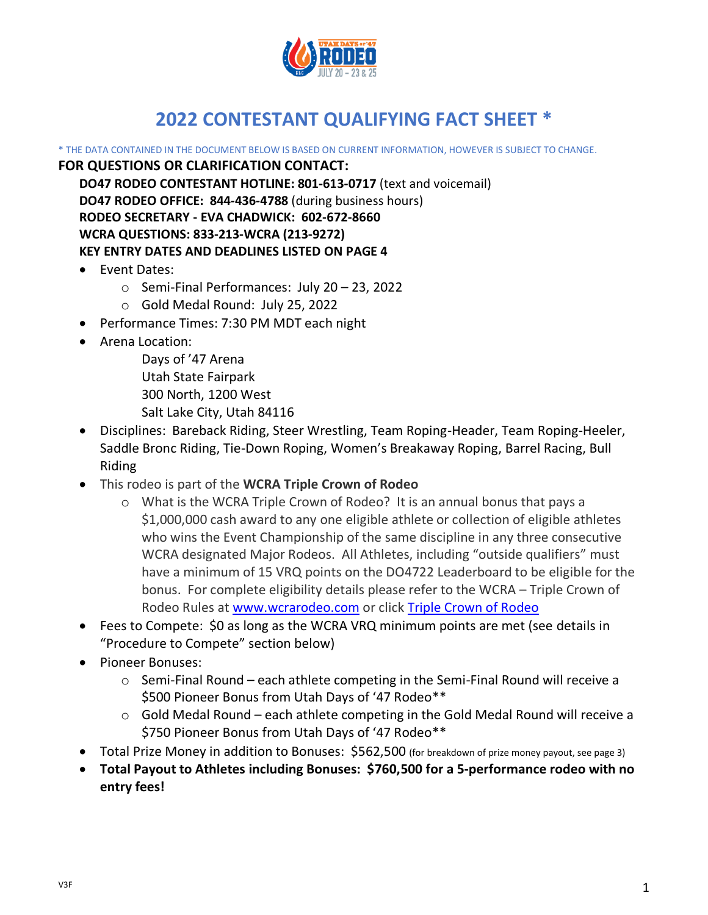# 2022 CONTESTANT QUALIFYING FACT SHEET *

* THE DATA CONTAINED IN THE DOCUMENT BELOW IS BASED ON CURRENT INFORMATION, HOWEVER IS SUBJECT TO CHANGE.

**FOR QUESTIONS OR CLARIFICATION CONTACT:**

**DO47 RODEO CONTESTANT HOTLINE: 801-613-0717** (text and voicemail)
**DO47 RODEO OFFICE: 844-436-4788** (during business hours)
**RODEO SECRETARY - EVA CHADWICK: 602-672-8660**
**WCRA QUESTIONS: 833-213-WCRA (213-9272)**
**KEY ENTRY DATES AND DEADLINES LISTED ON PAGE 4**

- Event Dates:
  - Semi-Final Performances: July 20 – 23, 2022
  - Gold Medal Round: July 25, 2022
- Performance Times: 7:30 PM MDT each night
- Arena Location:
  Days of '47 Arena
  Utah State Fairpark
  300 North, 1200 West
  Salt Lake City, Utah 84116
- Disciplines: Bareback Riding, Steer Wrestling, Team Roping-Header, Team Roping-Heeler, Saddle Bronc Riding, Tie-Down Roping, Women's Breakaway Roping, Barrel Racing, Bull Riding
- This rodeo is part of the **WCRA Triple Crown of Rodeo**
  - What is the WCRA Triple Crown of Rodeo? It is an annual bonus that pays a $1,000,000 cash award to any one eligible athlete or collection of eligible athletes who wins the Event Championship of the same discipline in any three consecutive WCRA designated Major Rodeos. All Athletes, including "outside qualifiers" must have a minimum of 15 VRQ points on the DO4722 Leaderboard to be eligible for the bonus. For complete eligibility details please refer to the WCRA – Triple Crown of Rodeo Rules at [www.wcrarodeo.com](http://www.wcrarodeo.com) or click [Triple Crown of Rodeo](#)
- Fees to Compete: $0 as long as the WCRA VRQ minimum points are met (see details in "Procedure to Compete" section below)
- Pioneer Bonuses:
  - Semi-Final Round – each athlete competing in the Semi-Final Round will receive a $500 Pioneer Bonus from Utah Days of '47 Rodeo**
  - Gold Medal Round – each athlete competing in the Gold Medal Round will receive a $750 Pioneer Bonus from Utah Days of '47 Rodeo**
- Total Prize Money in addition to Bonuses: $562,500 (for breakdown of prize money payout, see page 3)
- **Total Payout to Athletes including Bonuses: $760,500 for a 5-performance rodeo with no entry fees!**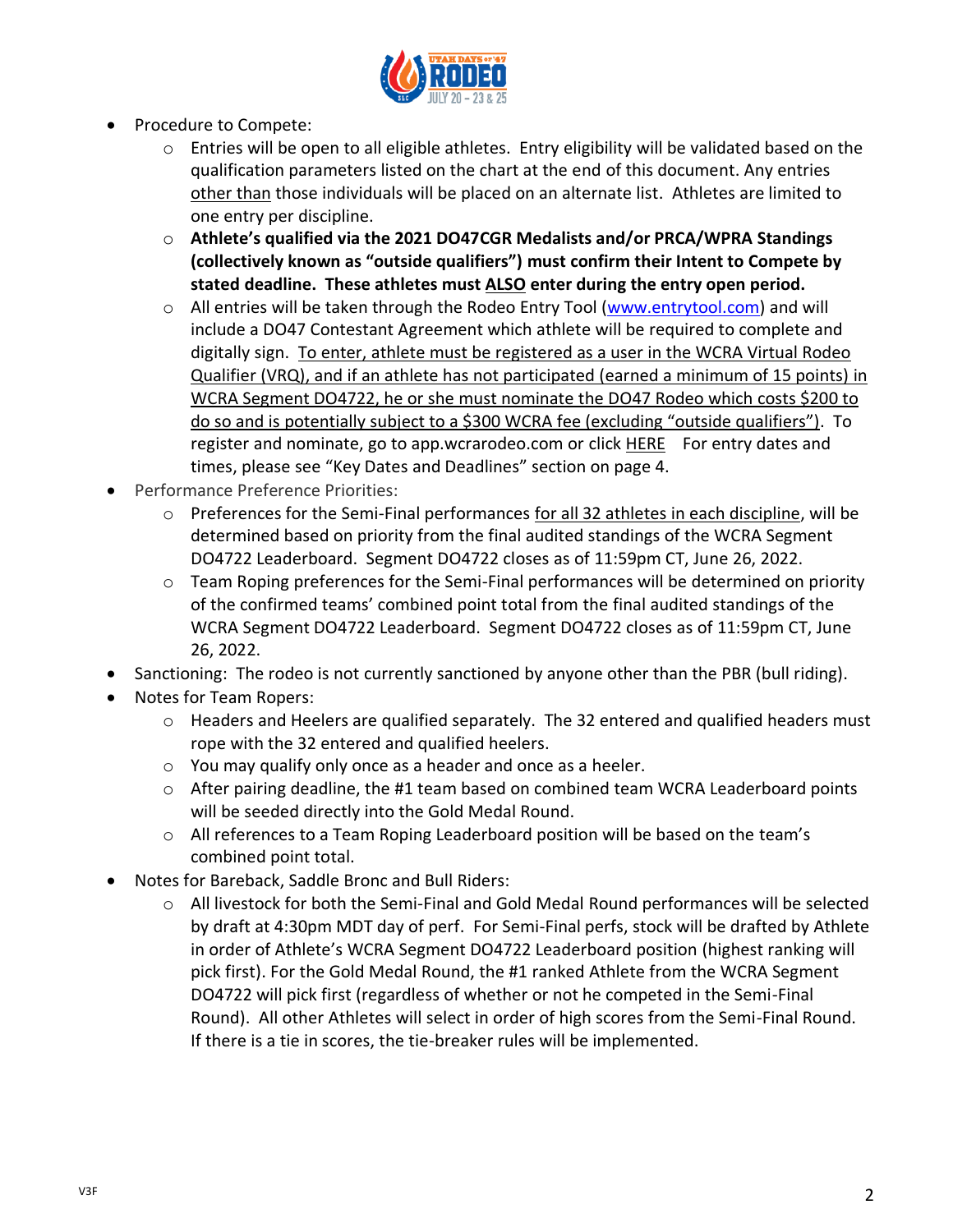- Procedure to Compete:
  - Entries will be open to all eligible athletes. Entry eligibility will be validated based on the qualification parameters listed on the chart at the end of this document. Any entries other than those individuals will be placed on an alternate list. Athletes are limited to one entry per discipline.
  - **Athlete's qualified via the 2021 DO47CGR Medalists and/or PRCA/WPRA Standings (collectively known as "outside qualifiers") must confirm their Intent to Compete by stated deadline. These athletes must ALSO enter during the entry open period.**
  - All entries will be taken through the Rodeo Entry Tool (www.entrytool.com) and will include a DO47 Contestant Agreement which athlete will be required to complete and digitally sign. To enter, athlete must be registered as a user in the WCRA Virtual Rodeo Qualifier (VRQ), and if an athlete has not participated (earned a minimum of 15 points) in WCRA Segment DO4722, he or she must nominate the DO47 Rodeo which costs $200 to do so and is potentially subject to a $300 WCRA fee (excluding "outside qualifiers"). To register and nominate, go to app.wcrarodeo.com or click HERE For entry dates and times, please see "Key Dates and Deadlines" section on page 4.
- Performance Preference Priorities:
  - Preferences for the Semi-Final performances for all 32 athletes in each discipline, will be determined based on priority from the final audited standings of the WCRA Segment DO4722 Leaderboard. Segment DO4722 closes as of 11:59pm CT, June 26, 2022.
  - Team Roping preferences for the Semi-Final performances will be determined on priority of the confirmed teams' combined point total from the final audited standings of the WCRA Segment DO4722 Leaderboard. Segment DO4722 closes as of 11:59pm CT, June 26, 2022.
- Sanctioning: The rodeo is not currently sanctioned by anyone other than the PBR (bull riding).
- Notes for Team Ropers:
  - Headers and Heelers are qualified separately. The 32 entered and qualified headers must rope with the 32 entered and qualified heelers.
  - You may qualify only once as a header and once as a heeler.
  - After pairing deadline, the #1 team based on combined team WCRA Leaderboard points will be seeded directly into the Gold Medal Round.
  - All references to a Team Roping Leaderboard position will be based on the team's combined point total.
- Notes for Bareback, Saddle Bronc and Bull Riders:
  - All livestock for both the Semi-Final and Gold Medal Round performances will be selected by draft at 4:30pm MDT day of perf. For Semi-Final perfs, stock will be drafted by Athlete in order of Athlete's WCRA Segment DO4722 Leaderboard position (highest ranking will pick first). For the Gold Medal Round, the #1 ranked Athlete from the WCRA Segment DO4722 will pick first (regardless of whether or not he competed in the Semi-Final Round). All other Athletes will select in order of high scores from the Semi-Final Round. If there is a tie in scores, the tie-breaker rules will be implemented.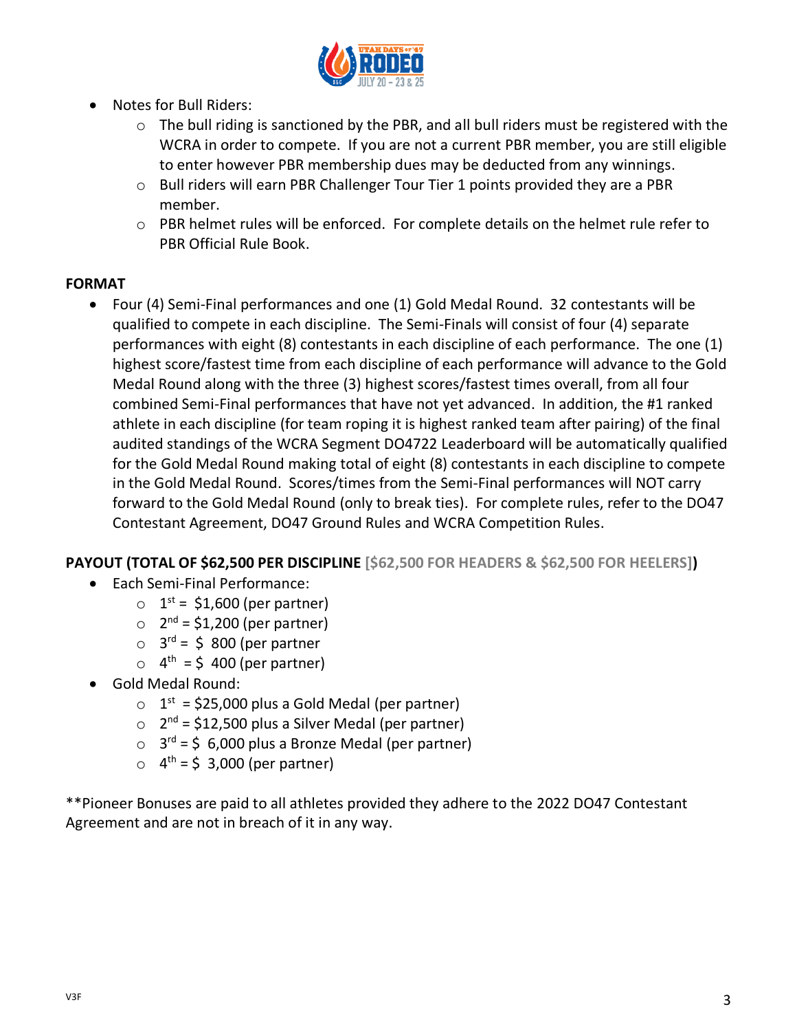- Notes for Bull Riders:
  - The bull riding is sanctioned by the PBR, and all bull riders must be registered with the WCRA in order to compete. If you are not a current PBR member, you are still eligible to enter however PBR membership dues may be deducted from any winnings.
  - Bull riders will earn PBR Challenger Tour Tier 1 points provided they are a PBR member.
  - PBR helmet rules will be enforced. For complete details on the helmet rule refer to PBR Official Rule Book.

**FORMAT**

- Four (4) Semi-Final performances and one (1) Gold Medal Round. 32 contestants will be qualified to compete in each discipline. The Semi-Finals will consist of four (4) separate performances with eight (8) contestants in each discipline of each performance. The one (1) highest score/fastest time from each discipline of each performance will advance to the Gold Medal Round along with the three (3) highest scores/fastest times overall, from all four combined Semi-Final performances that have not yet advanced. In addition, the #1 ranked athlete in each discipline (for team roping it is highest ranked team after pairing) of the final audited standings of the WCRA Segment DO4722 Leaderboard will be automatically qualified for the Gold Medal Round making total of eight (8) contestants in each discipline to compete in the Gold Medal Round. Scores/times from the Semi-Final performances will NOT carry forward to the Gold Medal Round (only to break ties). For complete rules, refer to the DO47 Contestant Agreement, DO47 Ground Rules and WCRA Competition Rules.

**PAYOUT (TOTAL OF $62,500 PER DISCIPLINE [$62,500 FOR HEADERS & $62,500 FOR HEELERS])**

- Each Semi-Final Performance:
  - 1st = $1,600 (per partner)
  - 2nd = $1,200 (per partner)
  - 3rd = $ 800 (per partner
  - 4th = $ 400 (per partner)
- Gold Medal Round:
  - 1st = $25,000 plus a Gold Medal (per partner)
  - 2nd = $12,500 plus a Silver Medal (per partner)
  - 3rd = $ 6,000 plus a Bronze Medal (per partner)
  - 4th = $ 3,000 (per partner)

**Pioneer Bonuses are paid to all athletes provided they adhere to the 2022 DO47 Contestant Agreement and are not in breach of it in any way.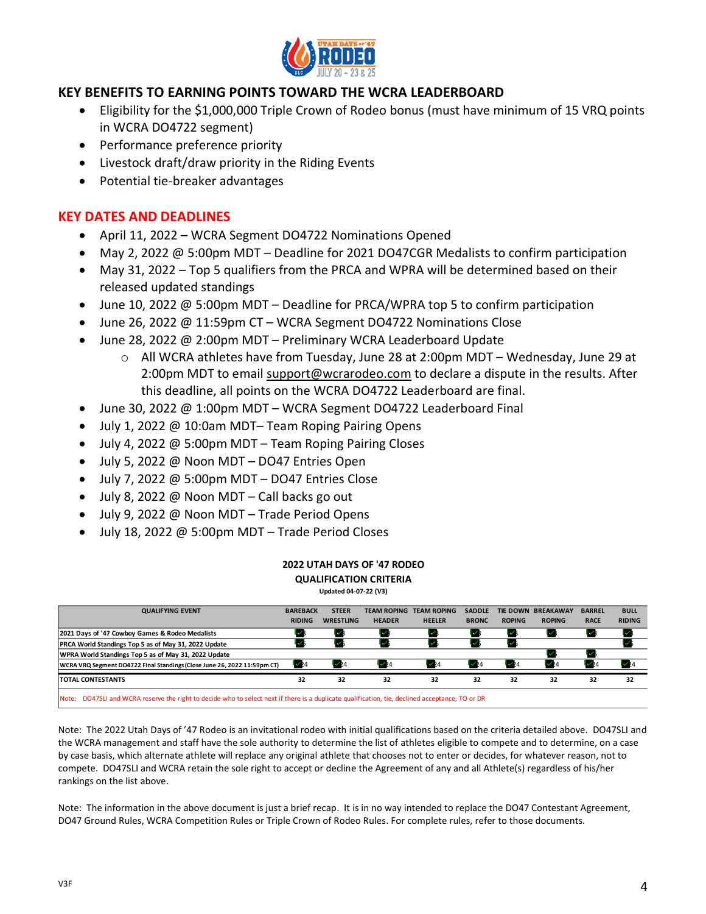## KEY BENEFITS TO EARNING POINTS TOWARD THE WCRA LEADERBOARD

- Eligibility for the $1,000,000 Triple Crown of Rodeo bonus (must have minimum of 15 VRQ points in WCRA DO4722 segment)
- Performance preference priority
- Livestock draft/draw priority in the Riding Events
- Potential tie-breaker advantages

## KEY DATES AND DEADLINES

- April 11, 2022 – WCRA Segment DO4722 Nominations Opened
- May 2, 2022 @ 5:00pm MDT – Deadline for 2021 DO47CGR Medalists to confirm participation
- May 31, 2022 – Top 5 qualifiers from the PRCA and WPRA will be determined based on their released updated standings
- June 10, 2022 @ 5:00pm MDT – Deadline for PRCA/WPRA top 5 to confirm participation
- June 26, 2022 @ 11:59pm CT – WCRA Segment DO4722 Nominations Close
- June 28, 2022 @ 2:00pm MDT – Preliminary WCRA Leaderboard Update
  - All WCRA athletes have from Tuesday, June 28 at 2:00pm MDT – Wednesday, June 29 at 2:00pm MDT to email support@wcrarodeo.com to declare a dispute in the results. After this deadline, all points on the WCRA DO4722 Leaderboard are final.
- June 30, 2022 @ 1:00pm MDT – WCRA Segment DO4722 Leaderboard Final
- July 1, 2022 @ 10:0am MDT– Team Roping Pairing Opens
- July 4, 2022 @ 5:00pm MDT – Team Roping Pairing Closes
- July 5, 2022 @ Noon MDT – DO47 Entries Open
- July 7, 2022 @ 5:00pm MDT – DO47 Entries Close
- July 8, 2022 @ Noon MDT – Call backs go out
- July 9, 2022 @ Noon MDT – Trade Period Opens
- July 18, 2022 @ 5:00pm MDT – Trade Period Closes

**2022 UTAH DAYS OF '47 RODEO**
**QUALIFICATION CRITERIA**
Updated 04-07-22 (V3)

| QUALIFYING EVENT | BAREBACK RIDING | STEER WRESTLING | TEAM ROPING HEADER | TEAM ROPING HEELER | SADDLE BRONC | TIE DOWN ROPING | BREAKAWAY ROPING | BARREL RACE | BULL RIDING |
|---|---|---|---|---|---|---|---|---|---|
| 2021 Days of '47 Cowboy Games & Rodeo Medalists | ✓ 3 | ✓ 3 | ✓ 3 | ✓ 3 | ✓ 3 | ✓ 3 | ✓ 3 | ✓ 3 | ✓ 3 |
| PRCA World Standings Top 5 as of May 31, 2022 Update | ✓ 5 | ✓ 5 | ✓ 5 | ✓ 5 | ✓ 5 | ✓ 5 | | | ✓ 5 |
| WPRA World Standings Top 5 as of May 31, 2022 Update | | | | | | | ✓ 5 | ✓ 5 | |
| WCRA VRQ Segment DO4722 Final Standings (Close June 26, 2022 11:59pm CT) | ✓ 24 | ✓ 24 | ✓ 24 | ✓ 24 | ✓ 24 | ✓ 24 | ✓ 24 | ✓ 24 | ✓ 24 |
| TOTAL CONTESTANTS | 32 | 32 | 32 | 32 | 32 | 32 | 32 | 32 | 32 |

Note: DO47SLI and WCRA reserve the right to decide who to select next if there is a duplicate qualification, tie, declined acceptance, TO or DR

Note: The 2022 Utah Days of '47 Rodeo is an invitational rodeo with initial qualifications based on the criteria detailed above. DO47SLI and the WCRA management and staff have the sole authority to determine the list of athletes eligible to compete and to determine, on a case by case basis, which alternate athlete will replace any original athlete that chooses not to enter or decides, for whatever reason, not to compete. DO47SLI and WCRA retain the sole right to accept or decline the Agreement of any and all Athlete(s) regardless of his/her rankings on the list above.

Note: The information in the above document is just a brief recap. It is in no way intended to replace the DO47 Contestant Agreement, DO47 Ground Rules, WCRA Competition Rules or Triple Crown of Rodeo Rules. For complete rules, refer to those documents.